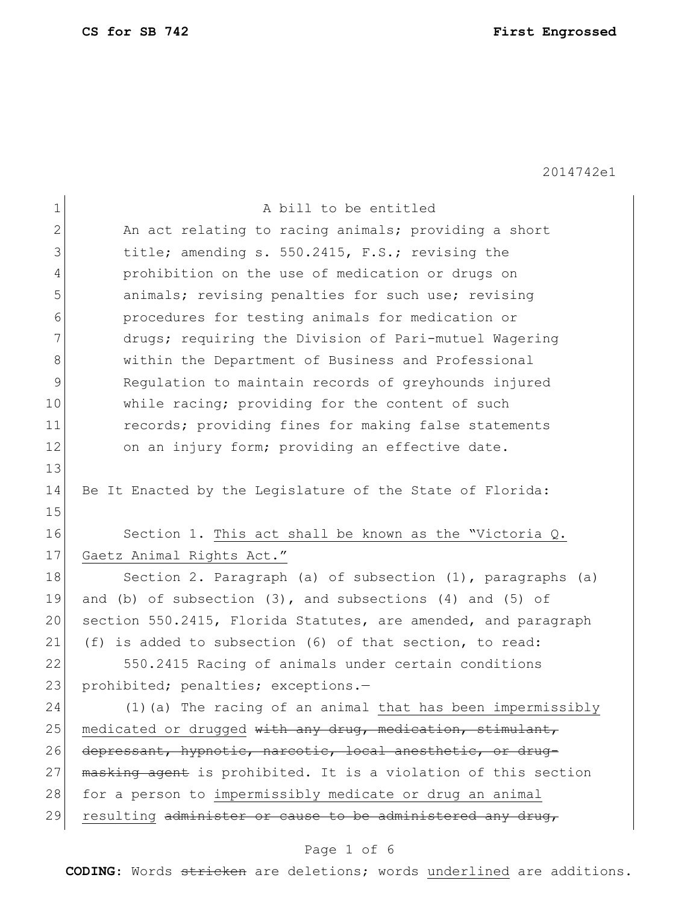**CS for SB 742** **First Engrossed**

2014742e1

A bill to be entitled

An act relating to racing animals; providing a short title; amending s. 550.2415, F.S.; revising the prohibition on the use of medication or drugs on animals; revising penalties for such use; revising procedures for testing animals for medication or drugs; requiring the Division of Pari-mutuel Wagering within the Department of Business and Professional Regulation to maintain records of greyhounds injured while racing; providing for the content of such records; providing fines for making false statements on an injury form; providing an effective date.

Be It Enacted by the Legislature of the State of Florida:

Section 1. <u>This act shall be known as the "Victoria Q. Gaetz Animal Rights Act."</u>

Section 2. Paragraph (a) of subsection (1), paragraphs (a) and (b) of subsection (3), and subsections (4) and (5) of section 550.2415, Florida Statutes, are amended, and paragraph (f) is added to subsection (6) of that section, to read:

550.2415 Racing of animals under certain conditions prohibited; penalties; exceptions.—

(1)(a) The racing of an animal <u>that has been impermissibly medicated or drugged</u> ~~with any drug, medication, stimulant, depressant, hypnotic, narcotic, local anesthetic, or drug-masking agent~~ is prohibited. It is a violation of this section for a person to <u>impermissibly medicate or drug an animal resulting</u> ~~administer or cause to be administered any drug,~~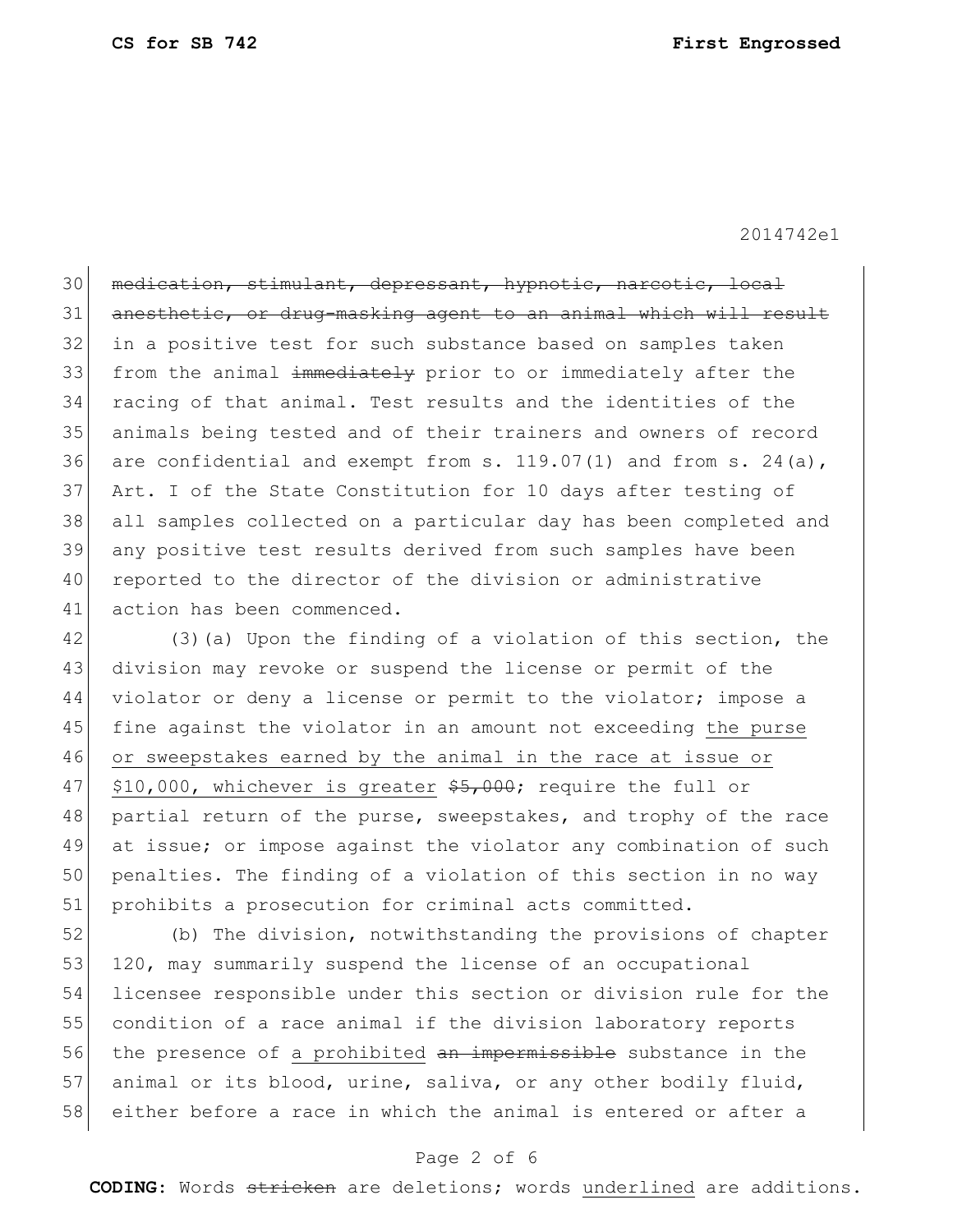~~medication, stimulant, depressant, hypnotic, narcotic, local anesthetic, or drug-masking agent to an animal which will result~~ in a positive test for such substance based on samples taken from the animal ~~immediately~~ prior to or immediately after the racing of that animal. Test results and the identities of the animals being tested and of their trainers and owners of record are confidential and exempt from s. 119.07(1) and from s. 24(a), Art. I of the State Constitution for 10 days after testing of all samples collected on a particular day has been completed and any positive test results derived from such samples have been reported to the director of the division or administrative action has been commenced.

(3)(a) Upon the finding of a violation of this section, the division may revoke or suspend the license or permit of the violator or deny a license or permit to the violator; impose a fine against the violator in an amount not exceeding <u>the purse or sweepstakes earned by the animal in the race at issue or $10,000, whichever is greater</u> ~~$5,000~~; require the full or partial return of the purse, sweepstakes, and trophy of the race at issue; or impose against the violator any combination of such penalties. The finding of a violation of this section in no way prohibits a prosecution for criminal acts committed.

(b) The division, notwithstanding the provisions of chapter 120, may summarily suspend the license of an occupational licensee responsible under this section or division rule for the condition of a race animal if the division laboratory reports the presence of <u>a prohibited</u> ~~an impermissible~~ substance in the animal or its blood, urine, saliva, or any other bodily fluid, either before a race in which the animal is entered or after a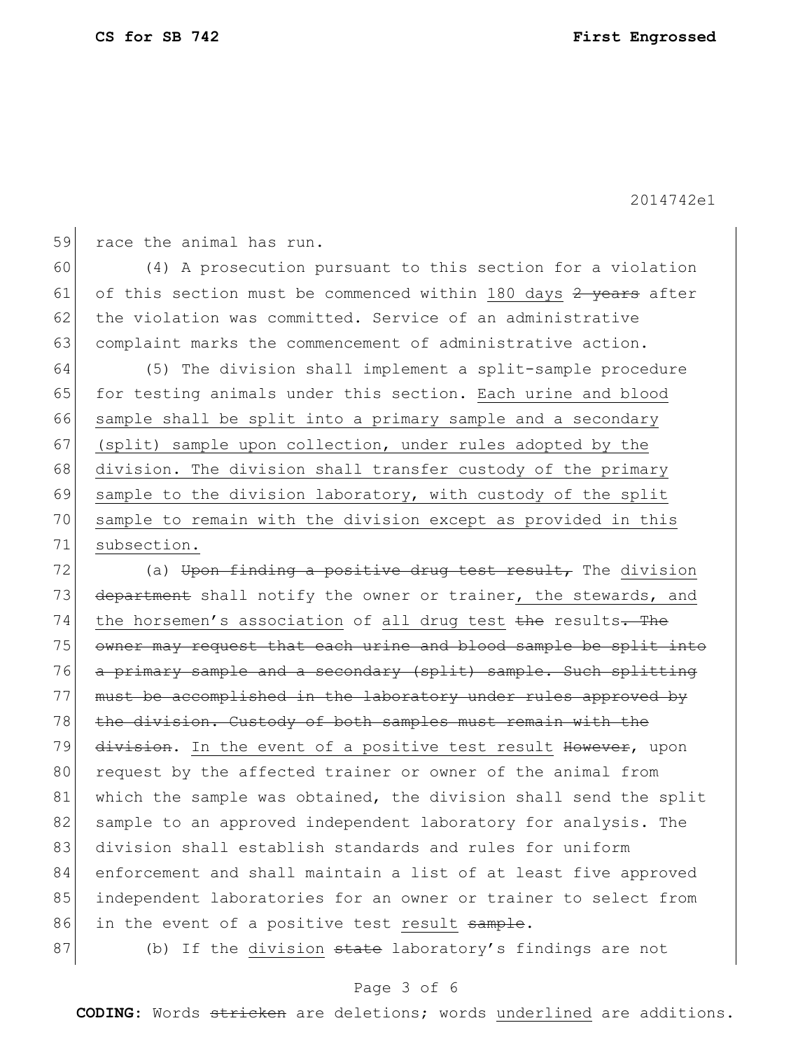race the animal has run.

(4) A prosecution pursuant to this section for a violation of this section must be commenced within <u>180 days</u> ~~2 years~~ after the violation was committed. Service of an administrative complaint marks the commencement of administrative action.

(5) The division shall implement a split-sample procedure for testing animals under this section. <u>Each urine and blood sample shall be split into a primary sample and a secondary (split) sample upon collection, under rules adopted by the division. The division shall transfer custody of the primary sample to the division laboratory, with custody of the split sample to remain with the division except as provided in this subsection.</u>

(a) ~~Upon finding a positive drug test result,~~ The <u>division</u> ~~department~~ shall notify the owner or trainer<u>, the stewards, and the horsemen's association</u> of <u>all drug test</u> ~~the~~ results~~. The owner may request that each urine and blood sample be split into a primary sample and a secondary (split) sample. Such splitting must be accomplished in the laboratory under rules approved by the division. Custody of both samples must remain with the division~~. <u>In the event of a positive test result</u> ~~However~~, upon request by the affected trainer or owner of the animal from which the sample was obtained, the division shall send the split sample to an approved independent laboratory for analysis. The division shall establish standards and rules for uniform enforcement and shall maintain a list of at least five approved independent laboratories for an owner or trainer to select from in the event of a positive test <u>result</u> ~~sample~~.

(b) If the <u>division</u> ~~state~~ laboratory's findings are not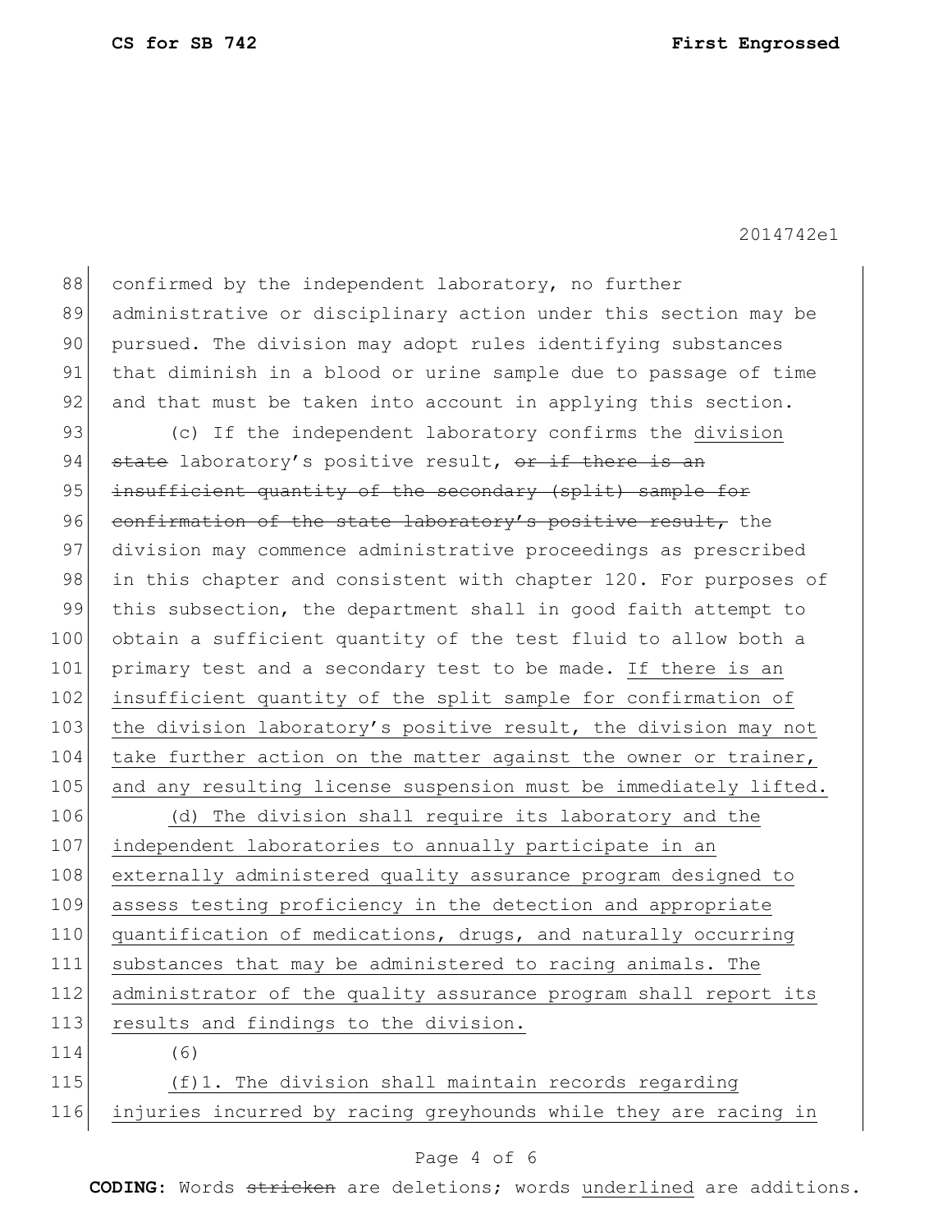confirmed by the independent laboratory, no further administrative or disciplinary action under this section may be pursued. The division may adopt rules identifying substances that diminish in a blood or urine sample due to passage of time and that must be taken into account in applying this section.

(c) If the independent laboratory confirms the <u>division</u> ~~state~~ laboratory's positive result, ~~or if there is an insufficient quantity of the secondary (split) sample for confirmation of the state laboratory's positive result,~~ the division may commence administrative proceedings as prescribed in this chapter and consistent with chapter 120. For purposes of this subsection, the department shall in good faith attempt to obtain a sufficient quantity of the test fluid to allow both a primary test and a secondary test to be made. <u>If there is an insufficient quantity of the split sample for confirmation of the division laboratory's positive result, the division may not take further action on the matter against the owner or trainer, and any resulting license suspension must be immediately lifted.</u>

<u>(d) The division shall require its laboratory and the independent laboratories to annually participate in an externally administered quality assurance program designed to assess testing proficiency in the detection and appropriate quantification of medications, drugs, and naturally occurring substances that may be administered to racing animals. The administrator of the quality assurance program shall report its results and findings to the division.</u>

(6)

<u>(f)1. The division shall maintain records regarding injuries incurred by racing greyhounds while they are racing in</u>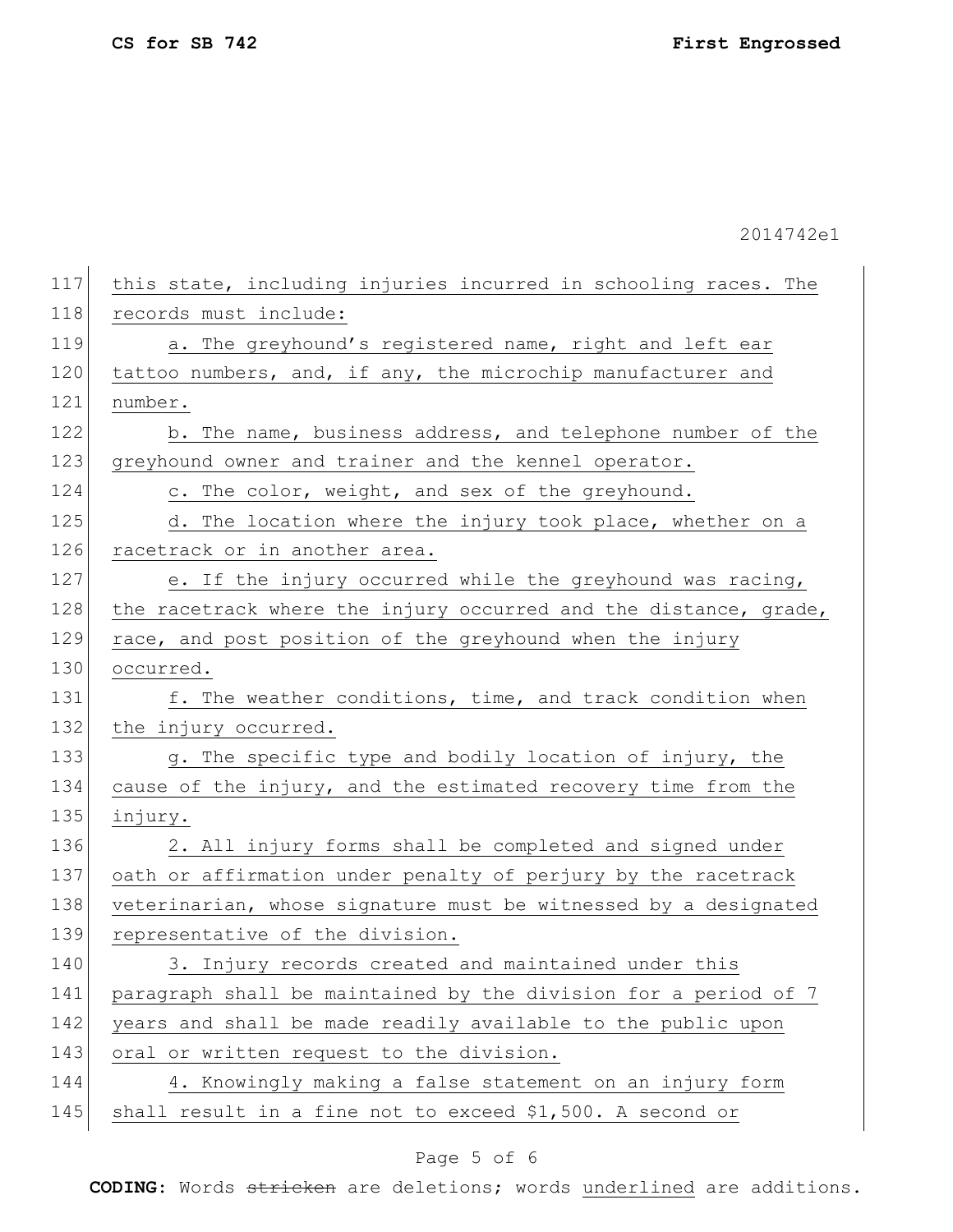2014742e1

this state, including injuries incurred in schooling races. The records must include:

a. The greyhound's registered name, right and left ear tattoo numbers, and, if any, the microchip manufacturer and number.

b. The name, business address, and telephone number of the greyhound owner and trainer and the kennel operator.

c. The color, weight, and sex of the greyhound.

d. The location where the injury took place, whether on a racetrack or in another area.

e. If the injury occurred while the greyhound was racing, the racetrack where the injury occurred and the distance, grade, race, and post position of the greyhound when the injury occurred.

f. The weather conditions, time, and track condition when the injury occurred.

g. The specific type and bodily location of injury, the cause of the injury, and the estimated recovery time from the injury.

2. All injury forms shall be completed and signed under oath or affirmation under penalty of perjury by the racetrack veterinarian, whose signature must be witnessed by a designated representative of the division.

3. Injury records created and maintained under this paragraph shall be maintained by the division for a period of 7 years and shall be made readily available to the public upon oral or written request to the division.

4. Knowingly making a false statement on an injury form shall result in a fine not to exceed $1,500. A second or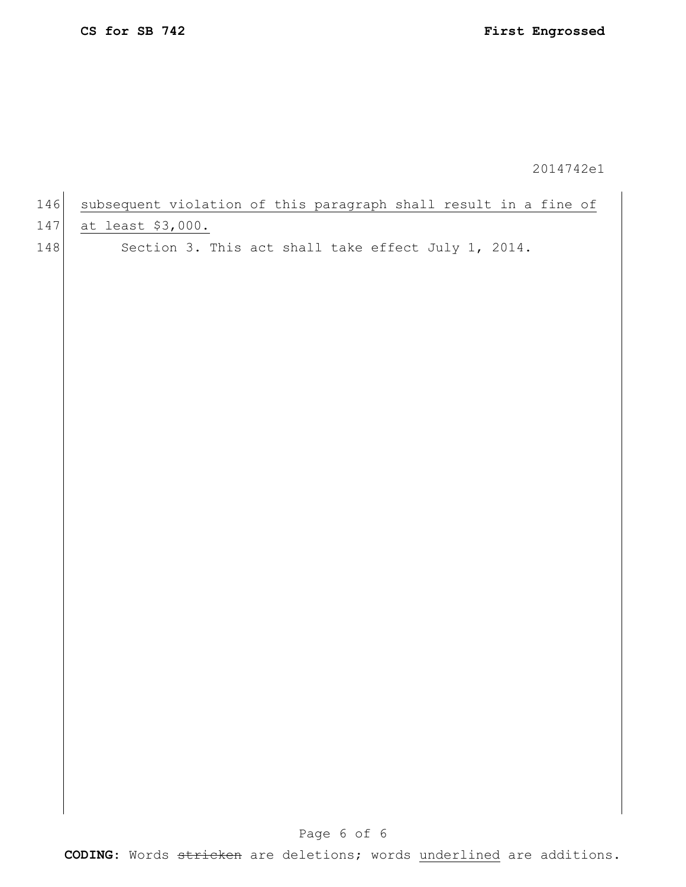subsequent violation of this paragraph shall result in a fine of at least $3,000.

Section 3. This act shall take effect July 1, 2014.

**CODING:** Words ~~stricken~~ are deletions; words underlined are additions.